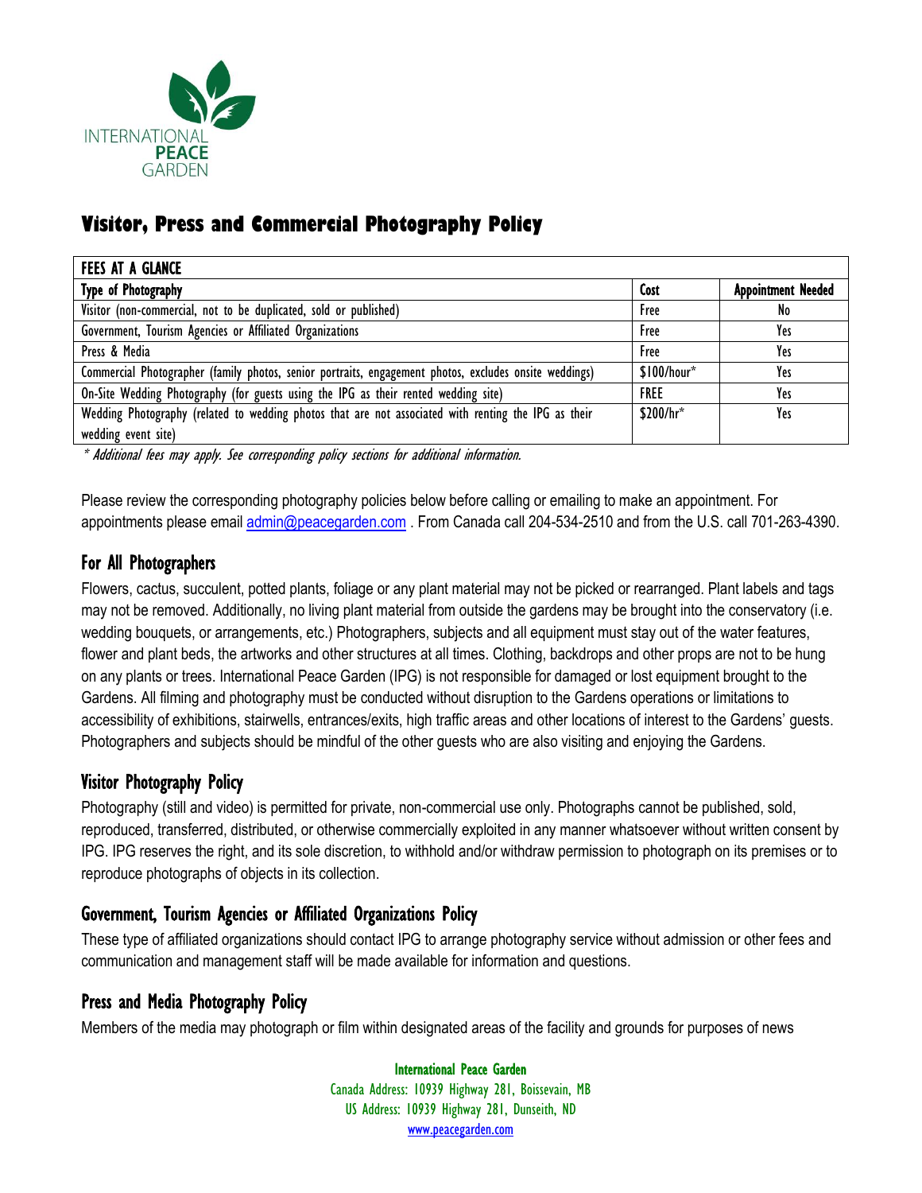# Visitor, Press and Commercial Photography Policy

| FEES AT A GLANCE | | |
|---|---|---|
| **Type of Photography** | **Cost** | **Appointment Needed** |
| Visitor (non-commercial, not to be duplicated, sold or published) | Free | No |
| Government, Tourism Agencies or Affiliated Organizations | Free | Yes |
| Press & Media | Free | Yes |
| Commercial Photographer (family photos, senior portraits, engagement photos, excludes onsite weddings) | $100/hour* | Yes |
| On-Site Wedding Photography (for guests using the IPG as their rented wedding site) | FREE | Yes |
| Wedding Photography (related to wedding photos that are not associated with renting the IPG as their wedding event site) | $200/hr* | Yes |

*\* Additional fees may apply. See corresponding policy sections for additional information.*

Please review the corresponding photography policies below before calling or emailing to make an appointment. For appointments please email admin@peacegarden.com . From Canada call 204-534-2510 and from the U.S. call 701-263-4390.

## For All Photographers

Flowers, cactus, succulent, potted plants, foliage or any plant material may not be picked or rearranged. Plant labels and tags may not be removed. Additionally, no living plant material from outside the gardens may be brought into the conservatory (i.e. wedding bouquets, or arrangements, etc.) Photographers, subjects and all equipment must stay out of the water features, flower and plant beds, the artworks and other structures at all times. Clothing, backdrops and other props are not to be hung on any plants or trees. International Peace Garden (IPG) is not responsible for damaged or lost equipment brought to the Gardens. All filming and photography must be conducted without disruption to the Gardens operations or limitations to accessibility of exhibitions, stairwells, entrances/exits, high traffic areas and other locations of interest to the Gardens' guests. Photographers and subjects should be mindful of the other guests who are also visiting and enjoying the Gardens.

## Visitor Photography Policy

Photography (still and video) is permitted for private, non-commercial use only. Photographs cannot be published, sold, reproduced, transferred, distributed, or otherwise commercially exploited in any manner whatsoever without written consent by IPG. IPG reserves the right, and its sole discretion, to withhold and/or withdraw permission to photograph on its premises or to reproduce photographs of objects in its collection.

## Government, Tourism Agencies or Affiliated Organizations Policy

These type of affiliated organizations should contact IPG to arrange photography service without admission or other fees and communication and management staff will be made available for information and questions.

## Press and Media Photography Policy

Members of the media may photograph or film within designated areas of the facility and grounds for purposes of news

International Peace Garden
Canada Address: 10939 Highway 281, Boissevain, MB
US Address: 10939 Highway 281, Dunseith, ND
www.peacegarden.com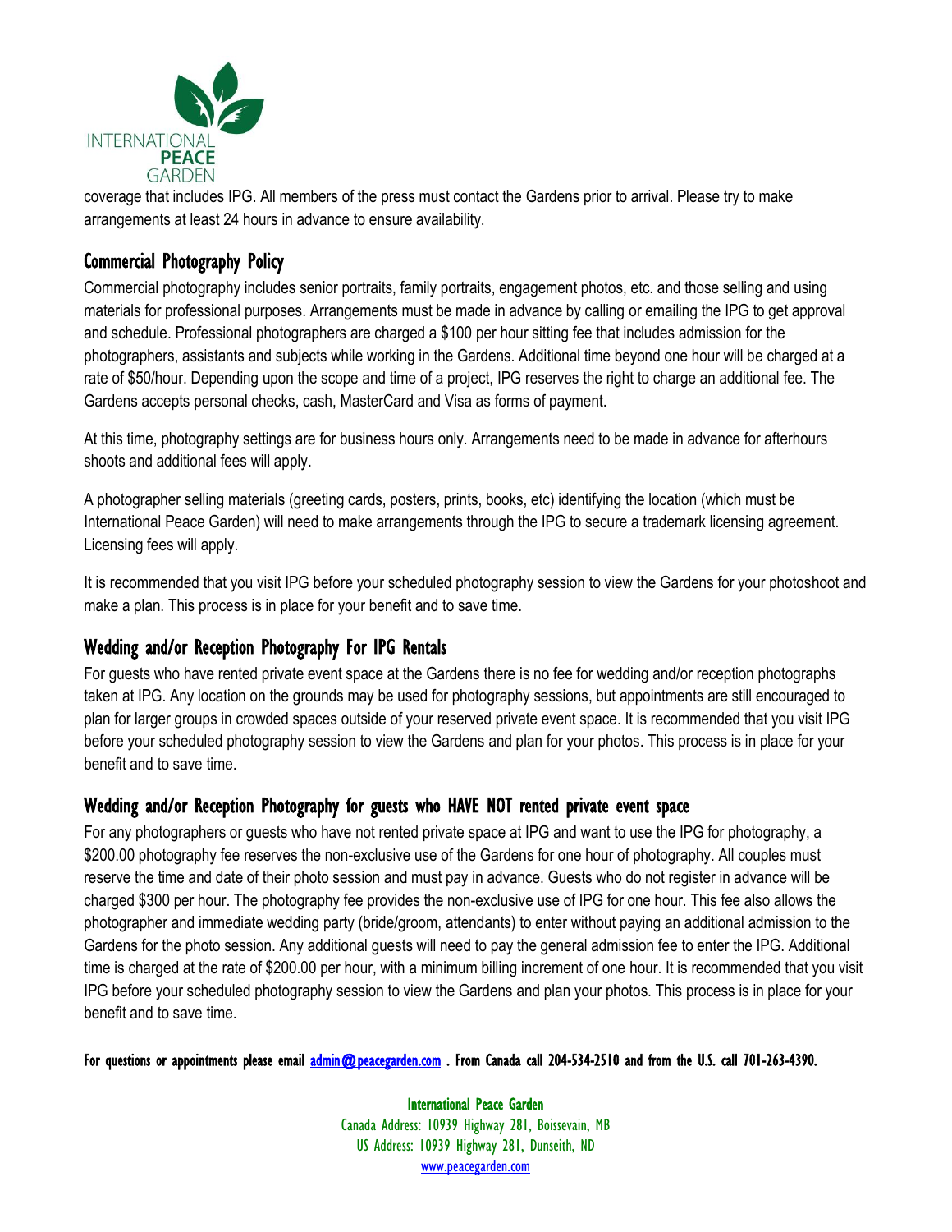coverage that includes IPG. All members of the press must contact the Gardens prior to arrival. Please try to make arrangements at least 24 hours in advance to ensure availability.

## Commercial Photography Policy

Commercial photography includes senior portraits, family portraits, engagement photos, etc. and those selling and using materials for professional purposes. Arrangements must be made in advance by calling or emailing the IPG to get approval and schedule. Professional photographers are charged a $100 per hour sitting fee that includes admission for the photographers, assistants and subjects while working in the Gardens. Additional time beyond one hour will be charged at a rate of $50/hour. Depending upon the scope and time of a project, IPG reserves the right to charge an additional fee. The Gardens accepts personal checks, cash, MasterCard and Visa as forms of payment.

At this time, photography settings are for business hours only. Arrangements need to be made in advance for afterhours shoots and additional fees will apply.

A photographer selling materials (greeting cards, posters, prints, books, etc) identifying the location (which must be International Peace Garden) will need to make arrangements through the IPG to secure a trademark licensing agreement. Licensing fees will apply.

It is recommended that you visit IPG before your scheduled photography session to view the Gardens for your photoshoot and make a plan. This process is in place for your benefit and to save time.

## Wedding and/or Reception Photography For IPG Rentals

For guests who have rented private event space at the Gardens there is no fee for wedding and/or reception photographs taken at IPG. Any location on the grounds may be used for photography sessions, but appointments are still encouraged to plan for larger groups in crowded spaces outside of your reserved private event space. It is recommended that you visit IPG before your scheduled photography session to view the Gardens and plan for your photos. This process is in place for your benefit and to save time.

## Wedding and/or Reception Photography for guests who HAVE NOT rented private event space

For any photographers or guests who have not rented private space at IPG and want to use the IPG for photography, a $200.00 photography fee reserves the non-exclusive use of the Gardens for one hour of photography. All couples must reserve the time and date of their photo session and must pay in advance. Guests who do not register in advance will be charged $300 per hour. The photography fee provides the non-exclusive use of IPG for one hour. This fee also allows the photographer and immediate wedding party (bride/groom, attendants) to enter without paying an additional admission to the Gardens for the photo session. Any additional guests will need to pay the general admission fee to enter the IPG. Additional time is charged at the rate of $200.00 per hour, with a minimum billing increment of one hour. It is recommended that you visit IPG before your scheduled photography session to view the Gardens and plan your photos. This process is in place for your benefit and to save time.

**For questions or appointments please email [admin@peacegarden.com](mailto:admin@peacegarden.com) . From Canada call 204-534-2510 and from the U.S. call 701-263-4390.**

**International Peace Garden**
Canada Address: 10939 Highway 281, Boissevain, MB
US Address: 10939 Highway 281, Dunseith, ND
[www.peacegarden.com](http://www.peacegarden.com)